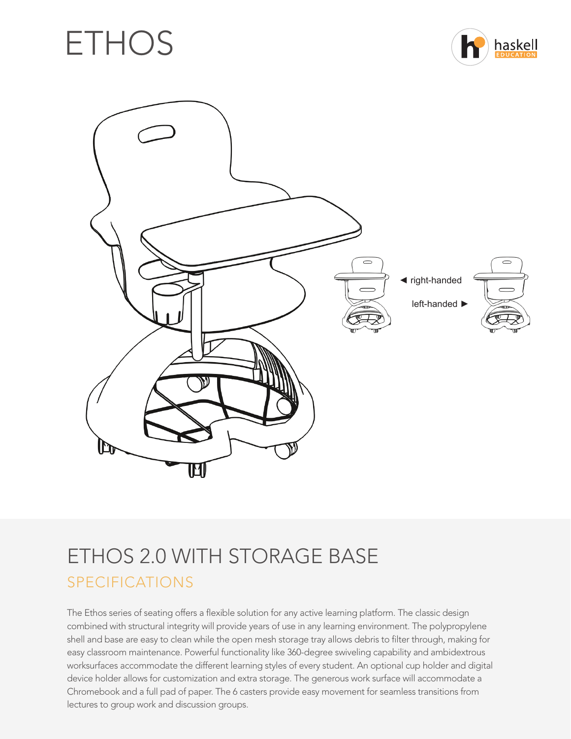# ETHOS

haskell EDUCATION

◄ right-handed

left-handed ►

## ETHOS 2.0 WITH STORAGE BASE

### SPECIFICATIONS

The Ethos series of seating offers a flexible solution for any active learning platform. The classic design combined with structural integrity will provide years of use in any learning environment. The polypropylene shell and base are easy to clean while the open mesh storage tray allows debris to filter through, making for easy classroom maintenance. Powerful functionality like 360-degree swiveling capability and ambidextrous worksurfaces accommodate the different learning styles of every student. An optional cup holder and digital device holder allows for customization and extra storage. The generous work surface will accommodate a Chromebook and a full pad of paper. The 6 casters provide easy movement for seamless transitions from lectures to group work and discussion groups.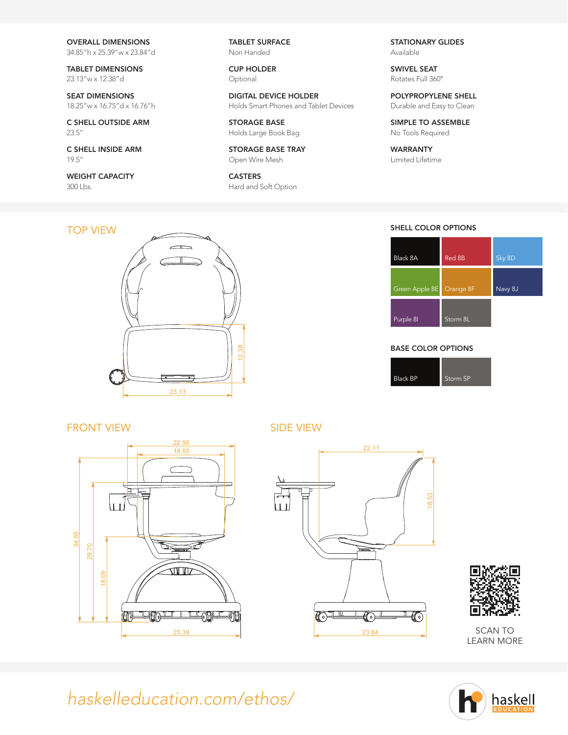**OVERALL DIMENSIONS**
34.85"h x 25.39"w x 23.84"d

**TABLET DIMENSIONS**
23.13"w x 12.38"d

**SEAT DIMENSIONS**
18.25"w x 16.75"d x 16.76"h

**C SHELL OUTSIDE ARM**
23.5"

**C SHELL INSIDE ARM**
19.5"

**WEIGHT CAPACITY**
300 Lbs.

**TABLET SURFACE**
Non Handed

**CUP HOLDER**
Optional

**DIGITAL DEVICE HOLDER**
Holds Smart Phones and Tablet Devices

**STORAGE BASE**
Holds Large Book Bag

**STORAGE BASE TRAY**
Open Wire Mesh

**CASTERS**
Hard and Soft Option

**STATIONARY GLIDES**
Available

**SWIVEL SEAT**
Rotates Full 360°

**POLYPROPYLENE SHELL**
Durable and Easy to Clean

**SIMPLE TO ASSEMBLE**
No Tools Required

**WARRANTY**
Limited Lifetime

## TOP VIEW

12.38
23.13

## SHELL COLOR OPTIONS

- Black 8A
- Red 8B
- Sky 8D
- Green Apple 8E
- Orange 8F
- Navy 8J
- Purple 8I
- Storm 8L

## BASE COLOR OPTIONS

- Black BP
- Storm SP

## FRONT VIEW

22.90
18.55
34.85
29.70
18.09
25.39

## SIDE VIEW

22.11
18.53
23.84

SCAN TO LEARN MORE

*haskelleducation.com/ethos/*

haskell EDUCATION